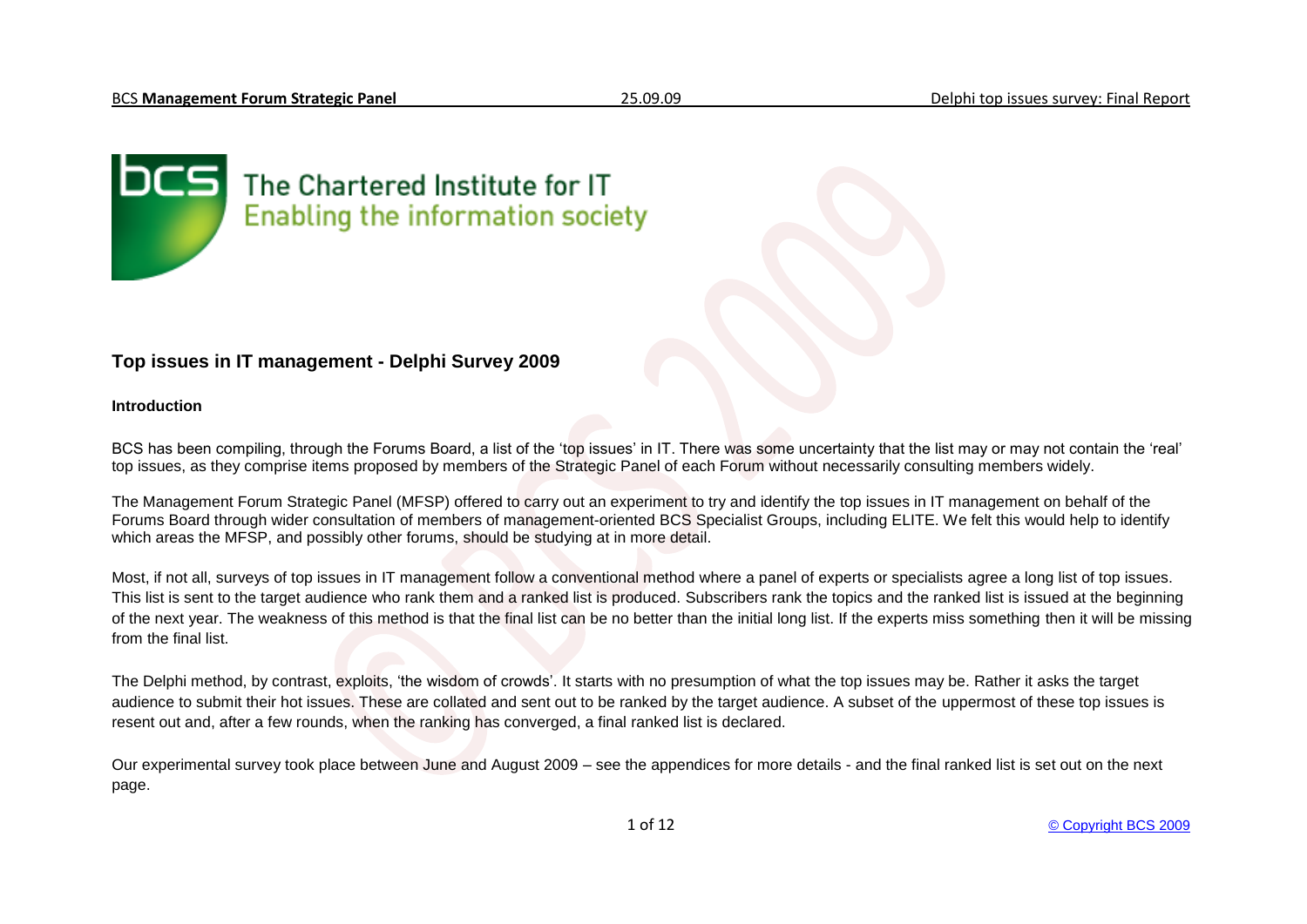The Chartered Institute for IT
Enabling the information society

## Top issues in IT management - Delphi Survey 2009

### Introduction

BCS has been compiling, through the Forums Board, a list of the 'top issues' in IT. There was some uncertainty that the list may or may not contain the 'real' top issues, as they comprise items proposed by members of the Strategic Panel of each Forum without necessarily consulting members widely.

The Management Forum Strategic Panel (MFSP) offered to carry out an experiment to try and identify the top issues in IT management on behalf of the Forums Board through wider consultation of members of management-oriented BCS Specialist Groups, including ELITE. We felt this would help to identify which areas the MFSP, and possibly other forums, should be studying at in more detail.

Most, if not all, surveys of top issues in IT management follow a conventional method where a panel of experts or specialists agree a long list of top issues. This list is sent to the target audience who rank them and a ranked list is produced. Subscribers rank the topics and the ranked list is issued at the beginning of the next year. The weakness of this method is that the final list can be no better than the initial long list. If the experts miss something then it will be missing from the final list.

The Delphi method, by contrast, exploits, 'the wisdom of crowds'. It starts with no presumption of what the top issues may be. Rather it asks the target audience to submit their hot issues. These are collated and sent out to be ranked by the target audience. A subset of the uppermost of these top issues is resent out and, after a few rounds, when the ranking has converged, a final ranked list is declared.

Our experimental survey took place between June and August 2009 – see the appendices for more details - and the final ranked list is set out on the next page.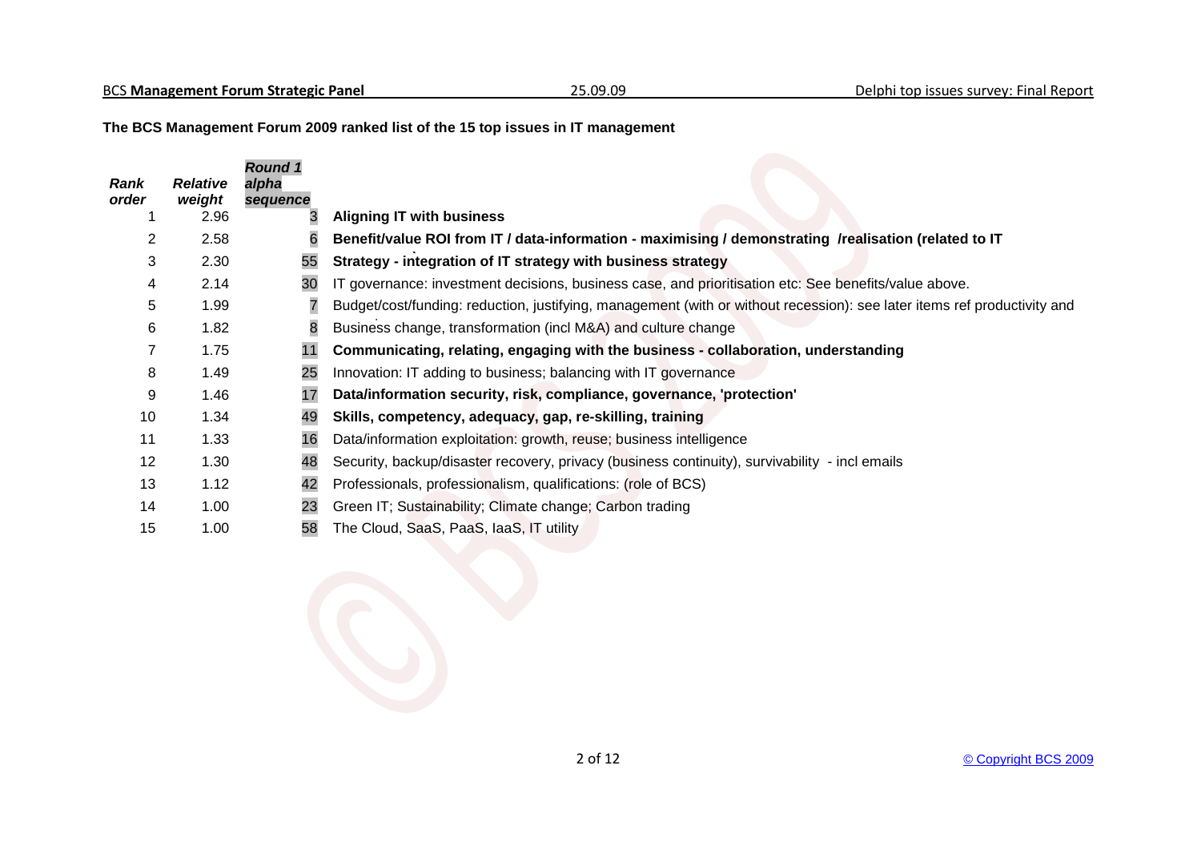**The BCS Management Forum 2009 ranked list of the 15 top issues in IT management**

| *Rank order* | *Relative weight* | *Round 1 alpha sequence* | |
|---|---|---|---|
| 1 | 2.96 | 3 | **Aligning IT with business** |
| 2 | 2.58 | 6 | **Benefit/value ROI from IT / data-information - maximising / demonstrating /realisation (related to IT** |
| 3 | 2.30 | 55 | **Strategy - integration of IT strategy with business strategy** |
| 4 | 2.14 | 30 | IT governance: investment decisions, business case, and prioritisation etc: See benefits/value above. |
| 5 | 1.99 | 7 | Budget/cost/funding: reduction, justifying, management (with or without recession): see later items ref productivity and |
| 6 | 1.82 | 8 | Business change, transformation (incl M&A) and culture change |
| 7 | 1.75 | 11 | **Communicating, relating, engaging with the business - collaboration, understanding** |
| 8 | 1.49 | 25 | Innovation: IT adding to business; balancing with IT governance |
| 9 | 1.46 | 17 | **Data/information security, risk, compliance, governance, 'protection'** |
| 10 | 1.34 | 49 | **Skills, competency, adequacy, gap, re-skilling, training** |
| 11 | 1.33 | 16 | Data/information exploitation: growth, reuse; business intelligence |
| 12 | 1.30 | 48 | Security, backup/disaster recovery, privacy (business continuity), survivability - incl emails |
| 13 | 1.12 | 42 | Professionals, professionalism, qualifications: (role of BCS) |
| 14 | 1.00 | 23 | Green IT; Sustainability; Climate change; Carbon trading |
| 15 | 1.00 | 58 | The Cloud, SaaS, PaaS, IaaS, IT utility |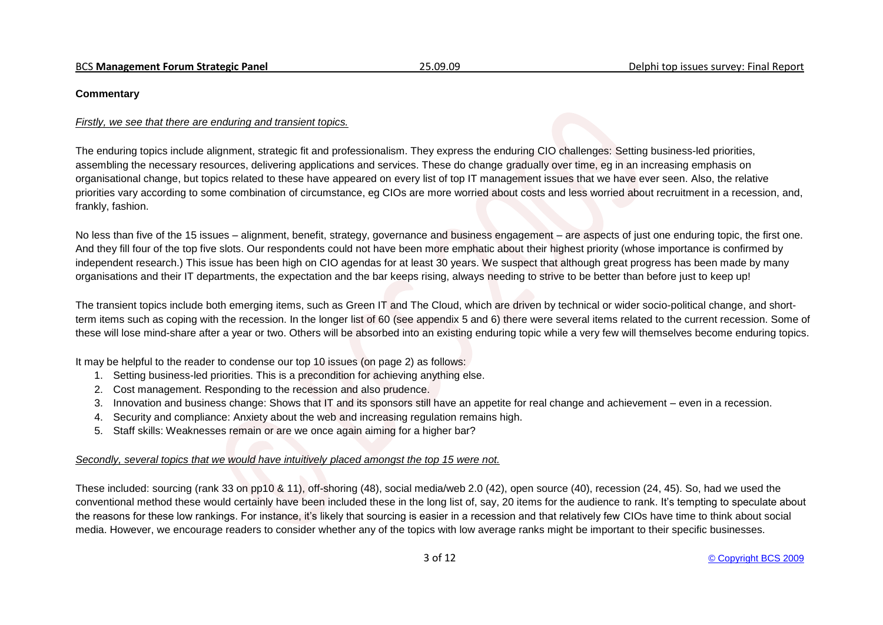**Commentary**

*Firstly, we see that there are enduring and transient topics.*

The enduring topics include alignment, strategic fit and professionalism. They express the enduring CIO challenges: Setting business-led priorities, assembling the necessary resources, delivering applications and services. These do change gradually over time, eg in an increasing emphasis on organisational change, but topics related to these have appeared on every list of top IT management issues that we have ever seen. Also, the relative priorities vary according to some combination of circumstance, eg CIOs are more worried about costs and less worried about recruitment in a recession, and, frankly, fashion.

No less than five of the 15 issues – alignment, benefit, strategy, governance and business engagement – are aspects of just one enduring topic, the first one. And they fill four of the top five slots. Our respondents could not have been more emphatic about their highest priority (whose importance is confirmed by independent research.) This issue has been high on CIO agendas for at least 30 years. We suspect that although great progress has been made by many organisations and their IT departments, the expectation and the bar keeps rising, always needing to strive to be better than before just to keep up!

The transient topics include both emerging items, such as Green IT and The Cloud, which are driven by technical or wider socio-political change, and short-term items such as coping with the recession. In the longer list of 60 (see appendix 5 and 6) there were several items related to the current recession. Some of these will lose mind-share after a year or two. Others will be absorbed into an existing enduring topic while a very few will themselves become enduring topics.

It may be helpful to the reader to condense our top 10 issues (on page 2) as follows:

1. Setting business-led priorities. This is a precondition for achieving anything else.
2. Cost management. Responding to the recession and also prudence.
3. Innovation and business change: Shows that IT and its sponsors still have an appetite for real change and achievement – even in a recession.
4. Security and compliance: Anxiety about the web and increasing regulation remains high.
5. Staff skills: Weaknesses remain or are we once again aiming for a higher bar?

*Secondly, several topics that we would have intuitively placed amongst the top 15 were not.*

These included: sourcing (rank 33 on pp10 & 11), off-shoring (48), social media/web 2.0 (42), open source (40), recession (24, 45). So, had we used the conventional method these would certainly have been included these in the long list of, say, 20 items for the audience to rank. It's tempting to speculate about the reasons for these low rankings. For instance, it's likely that sourcing is easier in a recession and that relatively few CIOs have time to think about social media. However, we encourage readers to consider whether any of the topics with low average ranks might be important to their specific businesses.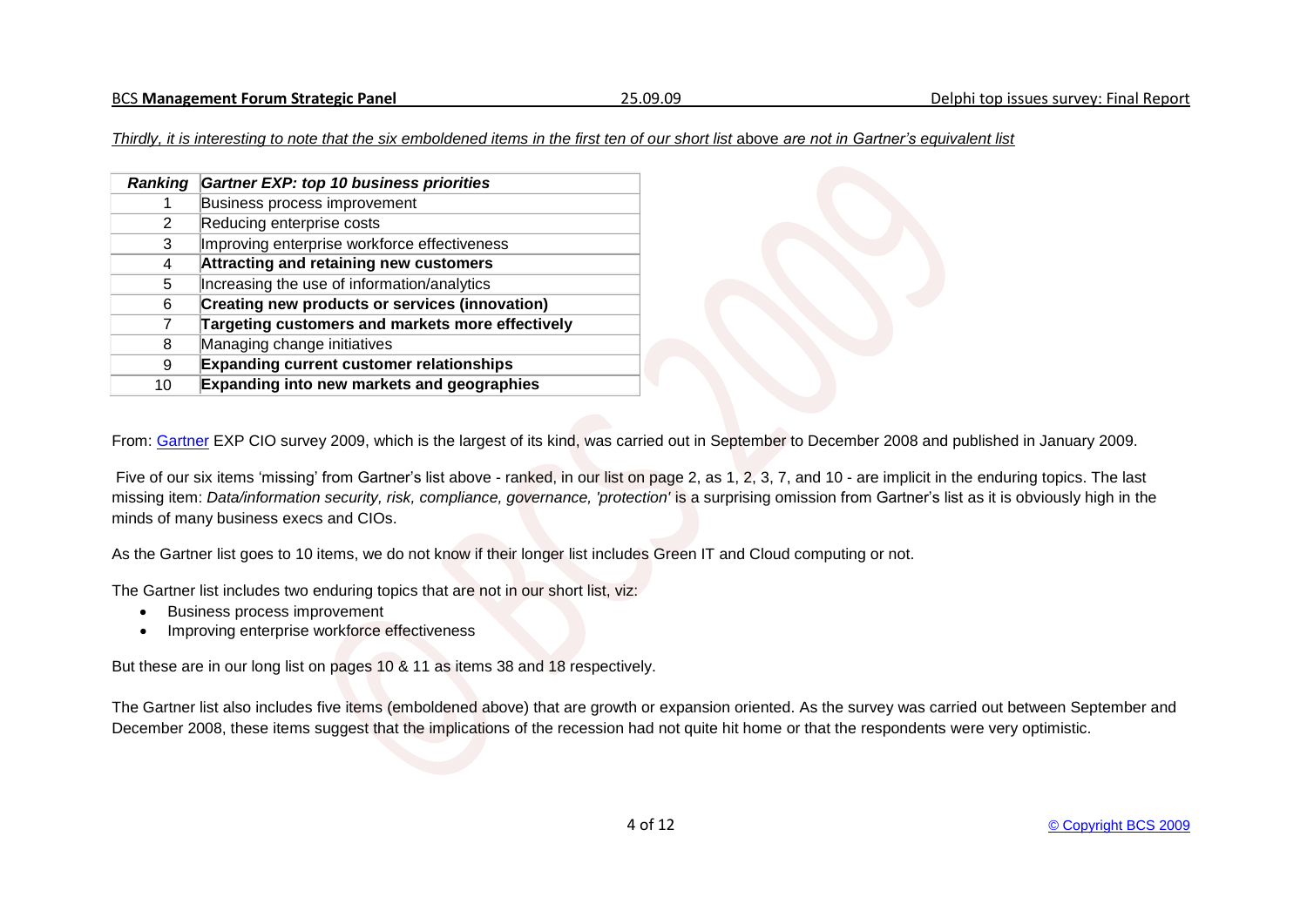*Thirdly, it is interesting to note that the six emboldened items in the first ten of our short list* above *are not in Gartner's equivalent list*

| ***Ranking*** | ***Gartner EXP: top 10 business priorities*** |
|---|---|
| 1 | Business process improvement |
| 2 | Reducing enterprise costs |
| 3 | Improving enterprise workforce effectiveness |
| 4 | **Attracting and retaining new customers** |
| 5 | Increasing the use of information/analytics |
| 6 | **Creating new products or services (innovation)** |
| 7 | **Targeting customers and markets more effectively** |
| 8 | Managing change initiatives |
| 9 | **Expanding current customer relationships** |
| 10 | **Expanding into new markets and geographies** |

From: Gartner EXP CIO survey 2009, which is the largest of its kind, was carried out in September to December 2008 and published in January 2009.

Five of our six items 'missing' from Gartner's list above - ranked, in our list on page 2, as 1, 2, 3, 7, and 10 - are implicit in the enduring topics. The last missing item: *Data/information security, risk, compliance, governance, 'protection'* is a surprising omission from Gartner's list as it is obviously high in the minds of many business execs and CIOs.

As the Gartner list goes to 10 items, we do not know if their longer list includes Green IT and Cloud computing or not.

The Gartner list includes two enduring topics that are not in our short list, viz:

- Business process improvement
- Improving enterprise workforce effectiveness

But these are in our long list on pages 10 & 11 as items 38 and 18 respectively.

The Gartner list also includes five items (emboldened above) that are growth or expansion oriented. As the survey was carried out between September and December 2008, these items suggest that the implications of the recession had not quite hit home or that the respondents were very optimistic.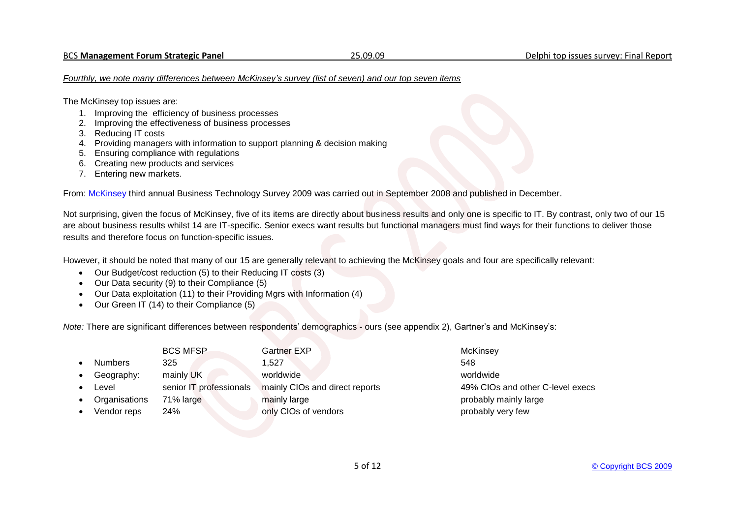*Fourthly, we note many differences between McKinsey's survey (list of seven) and our top seven items*

The McKinsey top issues are:

1. Improving the efficiency of business processes
2. Improving the effectiveness of business processes
3. Reducing IT costs
4. Providing managers with information to support planning & decision making
5. Ensuring compliance with regulations
6. Creating new products and services
7. Entering new markets.

From: McKinsey third annual Business Technology Survey 2009 was carried out in September 2008 and published in December.

Not surprising, given the focus of McKinsey, five of its items are directly about business results and only one is specific to IT. By contrast, only two of our 15 are about business results whilst 14 are IT-specific. Senior execs want results but functional managers must find ways for their functions to deliver those results and therefore focus on function-specific issues.

However, it should be noted that many of our 15 are generally relevant to achieving the McKinsey goals and four are specifically relevant:

- Our Budget/cost reduction (5) to their Reducing IT costs (3)
- Our Data security (9) to their Compliance (5)
- Our Data exploitation (11) to their Providing Mgrs with Information (4)
- Our Green IT (14) to their Compliance (5)

*Note:* There are significant differences between respondents' demographics - ours (see appendix 2), Gartner's and McKinsey's:

| | BCS MFSP | Gartner EXP | McKinsey |
|---|---|---|---|
| • Numbers | 325 | 1,527 | 548 |
| • Geography: | mainly UK | worldwide | worldwide |
| • Level | senior IT professionals | mainly CIOs and direct reports | 49% CIOs and other C-level execs |
| • Organisations | 71% large | mainly large | probably mainly large |
| • Vendor reps | 24% | only CIOs of vendors | probably very few |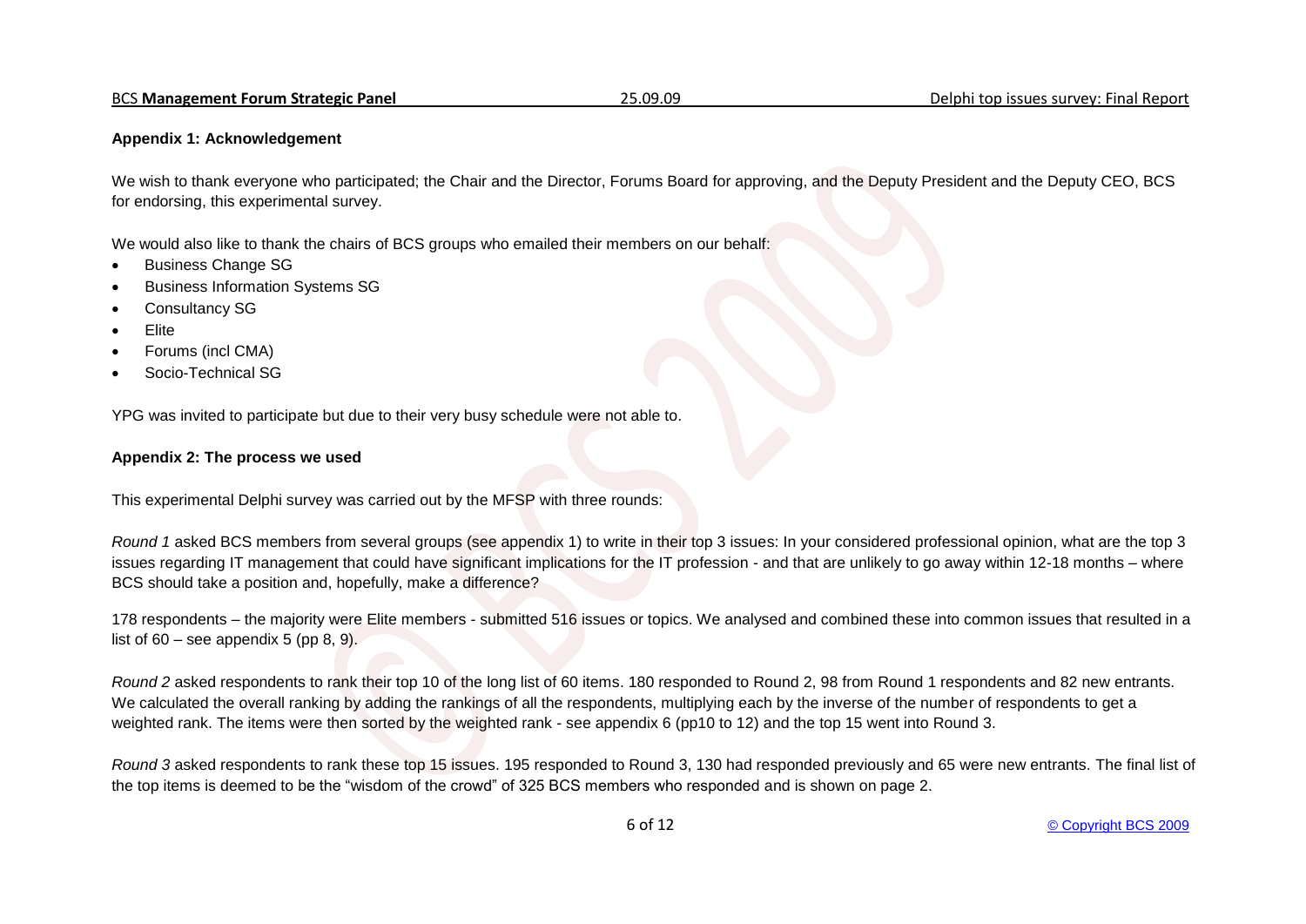**Appendix 1: Acknowledgement**

We wish to thank everyone who participated; the Chair and the Director, Forums Board for approving, and the Deputy President and the Deputy CEO, BCS for endorsing, this experimental survey.

We would also like to thank the chairs of BCS groups who emailed their members on our behalf:

- Business Change SG
- Business Information Systems SG
- Consultancy SG
- Elite
- Forums (incl CMA)
- Socio-Technical SG

YPG was invited to participate but due to their very busy schedule were not able to.

**Appendix 2: The process we used**

This experimental Delphi survey was carried out by the MFSP with three rounds:

*Round 1* asked BCS members from several groups (see appendix 1) to write in their top 3 issues: In your considered professional opinion, what are the top 3 issues regarding IT management that could have significant implications for the IT profession - and that are unlikely to go away within 12-18 months – where BCS should take a position and, hopefully, make a difference?

178 respondents – the majority were Elite members - submitted 516 issues or topics. We analysed and combined these into common issues that resulted in a list of 60 – see appendix 5 (pp 8, 9).

*Round 2* asked respondents to rank their top 10 of the long list of 60 items. 180 responded to Round 2, 98 from Round 1 respondents and 82 new entrants. We calculated the overall ranking by adding the rankings of all the respondents, multiplying each by the inverse of the number of respondents to get a weighted rank. The items were then sorted by the weighted rank - see appendix 6 (pp10 to 12) and the top 15 went into Round 3.

*Round 3* asked respondents to rank these top 15 issues. 195 responded to Round 3, 130 had responded previously and 65 were new entrants. The final list of the top items is deemed to be the "wisdom of the crowd" of 325 BCS members who responded and is shown on page 2.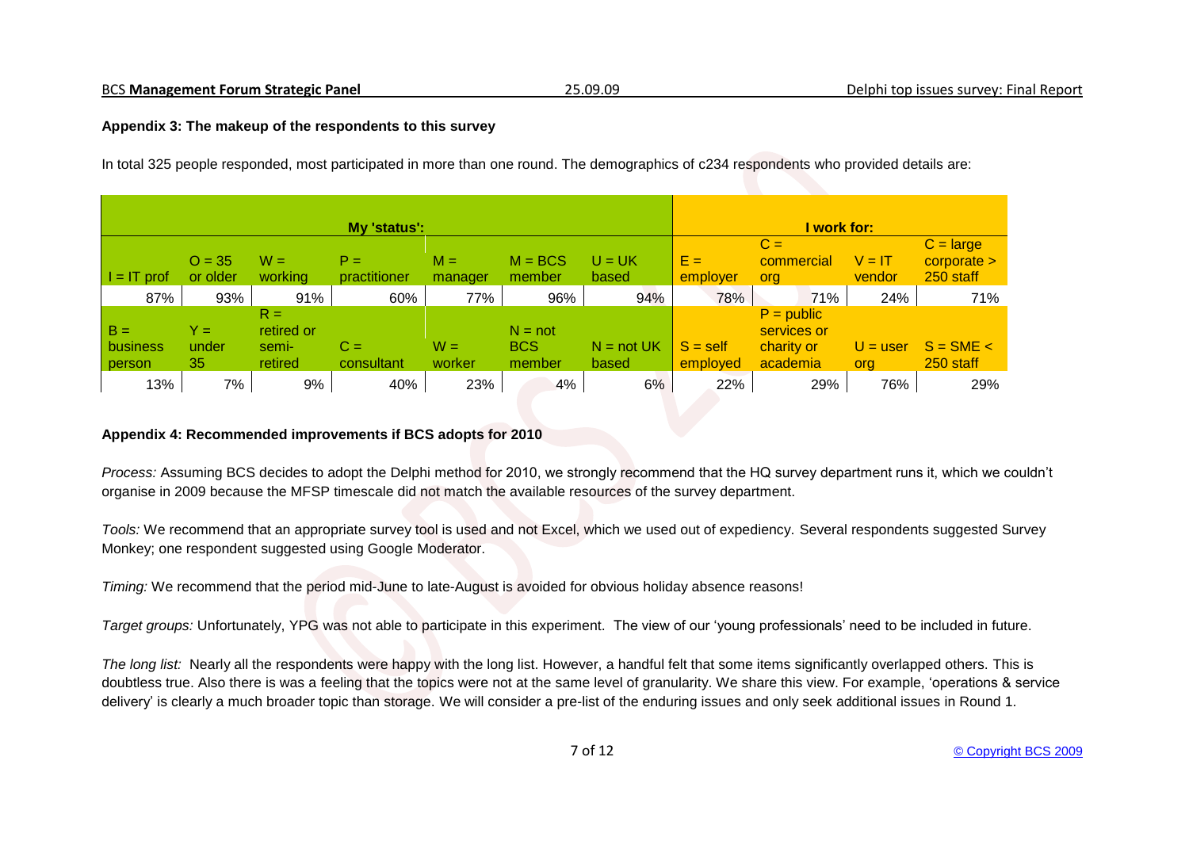**Appendix 3: The makeup of the respondents to this survey**

In total 325 people responded, most participated in more than one round. The demographics of c234 respondents who provided details are:

| My 'status': | | | | | | | I work for: | | | |
|---|---|---|---|---|---|---|---|---|---|---|
| I = IT prof | O = 35 or older | W = working | P = practitioner | M = manager | M = BCS member | U = UK based | E = employer | C = commercial org | V = IT vendor | C = large corporate > 250 staff |
| 87% | 93% | 91% | 60% | 77% | 96% | 94% | 78% | 71% | 24% | 71% |
| B = business person | Y = under 35 | R = retired or semi-retired | C = consultant | W = worker | N = not BCS member | N = not UK based | S = self employed | P = public services or charity or academia | U = user org | S = SME < 250 staff |
| 13% | 7% | 9% | 40% | 23% | 4% | 6% | 22% | 29% | 76% | 29% |

**Appendix 4: Recommended improvements if BCS adopts for 2010**

*Process:* Assuming BCS decides to adopt the Delphi method for 2010, we strongly recommend that the HQ survey department runs it, which we couldn't organise in 2009 because the MFSP timescale did not match the available resources of the survey department.

*Tools:* We recommend that an appropriate survey tool is used and not Excel, which we used out of expediency. Several respondents suggested Survey Monkey; one respondent suggested using Google Moderator.

*Timing:* We recommend that the period mid-June to late-August is avoided for obvious holiday absence reasons!

*Target groups:* Unfortunately, YPG was not able to participate in this experiment. The view of our 'young professionals' need to be included in future.

*The long list:* Nearly all the respondents were happy with the long list. However, a handful felt that some items significantly overlapped others. This is doubtless true. Also there is was a feeling that the topics were not at the same level of granularity. We share this view. For example, 'operations & service delivery' is clearly a much broader topic than storage. We will consider a pre-list of the enduring issues and only seek additional issues in Round 1.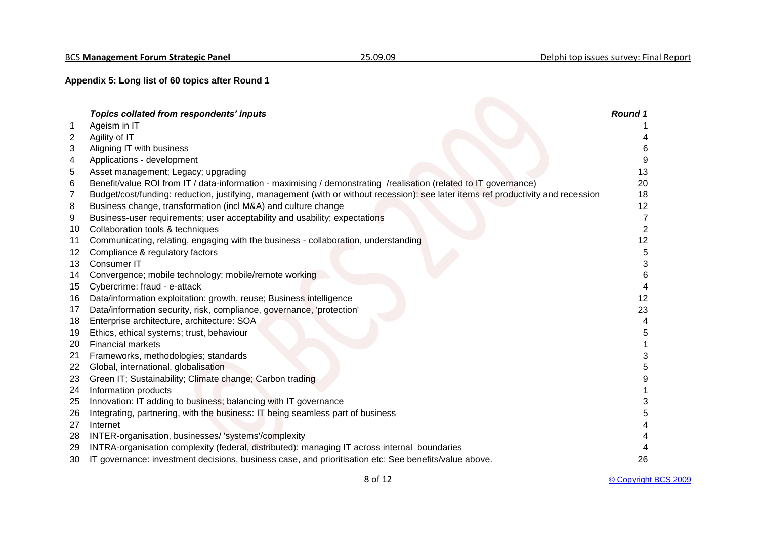**Appendix 5: Long list of 60 topics after Round 1**

| | *Topics collated from respondents' inputs* | *Round 1* |
|---|---|---|
| 1 | Ageism in IT | 1 |
| 2 | Agility of IT | 4 |
| 3 | Aligning IT with business | 6 |
| 4 | Applications - development | 9 |
| 5 | Asset management; Legacy; upgrading | 13 |
| 6 | Benefit/value ROI from IT / data-information - maximising / demonstrating /realisation (related to IT governance) | 20 |
| 7 | Budget/cost/funding: reduction, justifying, management (with or without recession): see later items ref productivity and recession | 18 |
| 8 | Business change, transformation (incl M&A) and culture change | 12 |
| 9 | Business-user requirements; user acceptability and usability; expectations | 7 |
| 10 | Collaboration tools & techniques | 2 |
| 11 | Communicating, relating, engaging with the business - collaboration, understanding | 12 |
| 12 | Compliance & regulatory factors | 5 |
| 13 | Consumer IT | 3 |
| 14 | Convergence; mobile technology; mobile/remote working | 6 |
| 15 | Cybercrime: fraud - e-attack | 4 |
| 16 | Data/information exploitation: growth, reuse; Business intelligence | 12 |
| 17 | Data/information security, risk, compliance, governance, 'protection' | 23 |
| 18 | Enterprise architecture, architecture: SOA | 4 |
| 19 | Ethics, ethical systems; trust, behaviour | 5 |
| 20 | Financial markets | 1 |
| 21 | Frameworks, methodologies; standards | 3 |
| 22 | Global, international, globalisation | 5 |
| 23 | Green IT; Sustainability; Climate change; Carbon trading | 9 |
| 24 | Information products | 1 |
| 25 | Innovation: IT adding to business; balancing with IT governance | 3 |
| 26 | Integrating, partnering, with the business: IT being seamless part of business | 5 |
| 27 | Internet | 4 |
| 28 | INTER-organisation, businesses/ 'systems'/complexity | 4 |
| 29 | INTRA-organisation complexity (federal, distributed): managing IT across internal boundaries | 4 |
| 30 | IT governance: investment decisions, business case, and prioritisation etc: See benefits/value above. | 26 |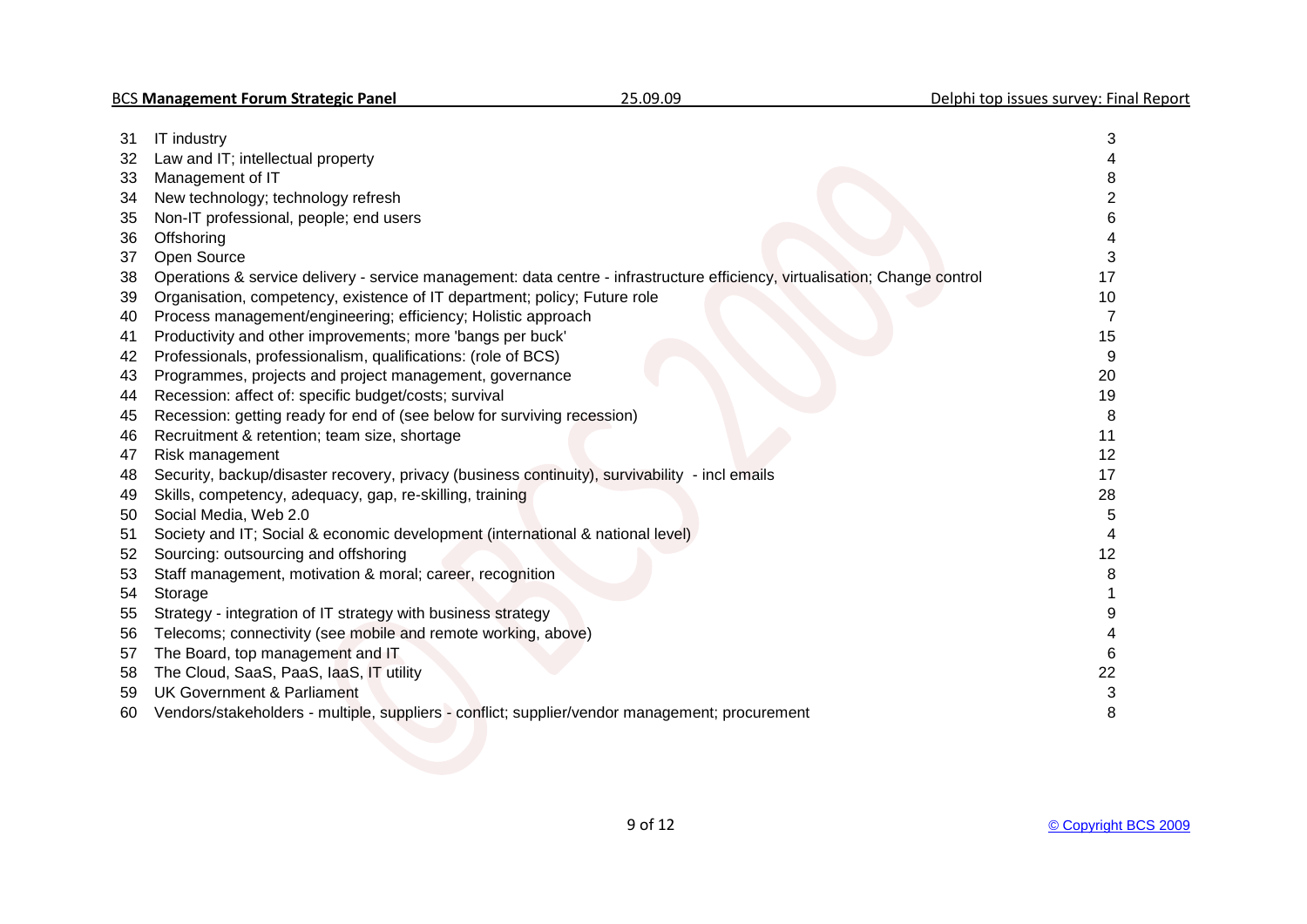| | | |
|---|---|---|
| 31 | IT industry | 3 |
| 32 | Law and IT; intellectual property | 4 |
| 33 | Management of IT | 8 |
| 34 | New technology; technology refresh | 2 |
| 35 | Non-IT professional, people; end users | 6 |
| 36 | Offshoring | 4 |
| 37 | Open Source | 3 |
| 38 | Operations & service delivery - service management: data centre - infrastructure efficiency, virtualisation; Change control | 17 |
| 39 | Organisation, competency, existence of IT department; policy; Future role | 10 |
| 40 | Process management/engineering; efficiency; Holistic approach | 7 |
| 41 | Productivity and other improvements; more 'bangs per buck' | 15 |
| 42 | Professionals, professionalism, qualifications: (role of BCS) | 9 |
| 43 | Programmes, projects and project management, governance | 20 |
| 44 | Recession: affect of: specific budget/costs; survival | 19 |
| 45 | Recession: getting ready for end of (see below for surviving recession) | 8 |
| 46 | Recruitment & retention; team size, shortage | 11 |
| 47 | Risk management | 12 |
| 48 | Security, backup/disaster recovery, privacy (business continuity), survivability - incl emails | 17 |
| 49 | Skills, competency, adequacy, gap, re-skilling, training | 28 |
| 50 | Social Media, Web 2.0 | 5 |
| 51 | Society and IT; Social & economic development (international & national level) | 4 |
| 52 | Sourcing: outsourcing and offshoring | 12 |
| 53 | Staff management, motivation & moral; career, recognition | 8 |
| 54 | Storage | 1 |
| 55 | Strategy - integration of IT strategy with business strategy | 9 |
| 56 | Telecoms; connectivity (see mobile and remote working, above) | 4 |
| 57 | The Board, top management and IT | 6 |
| 58 | The Cloud, SaaS, PaaS, IaaS, IT utility | 22 |
| 59 | UK Government & Parliament | 3 |
| 60 | Vendors/stakeholders - multiple, suppliers - conflict; supplier/vendor management; procurement | 8 |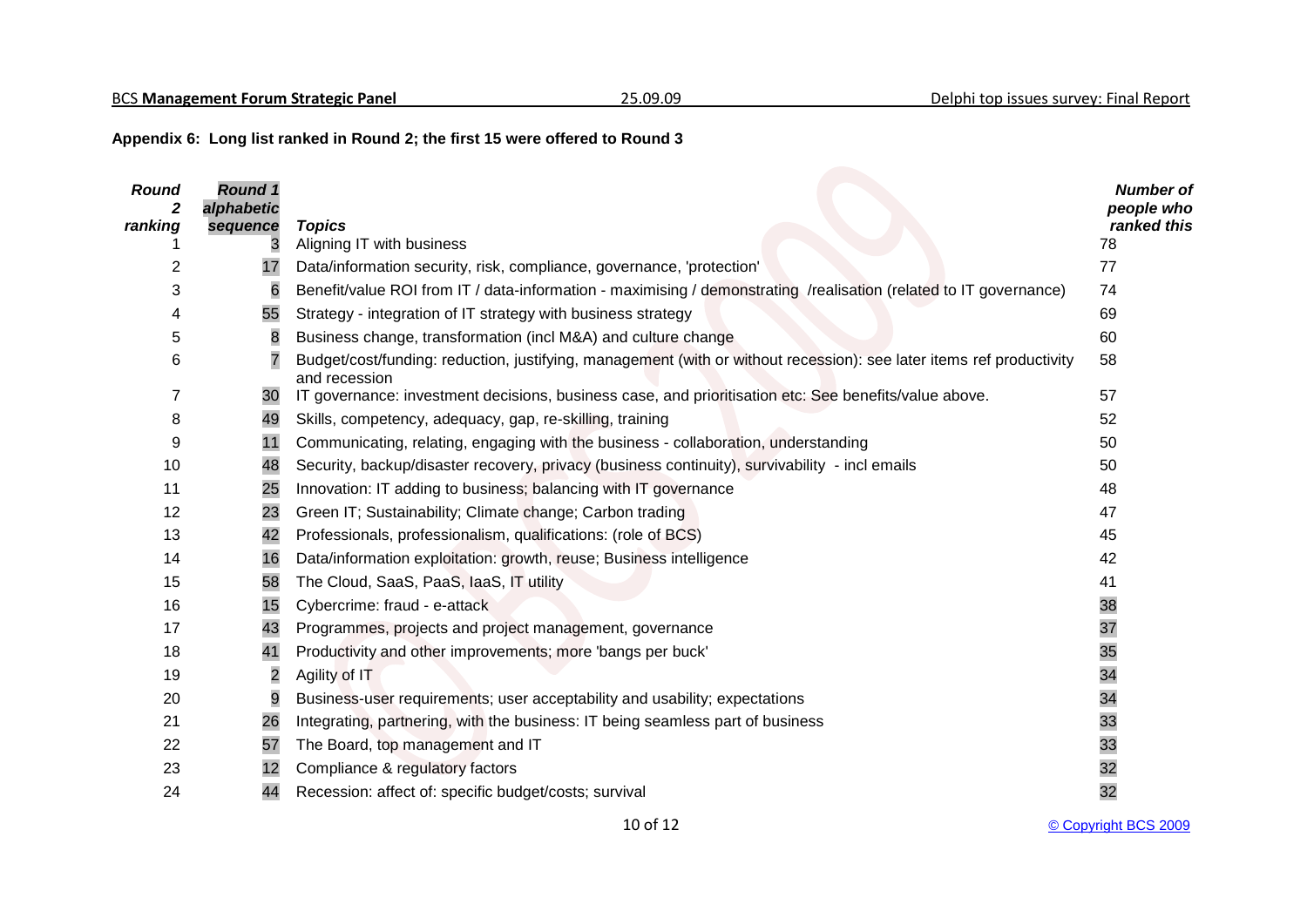**Appendix 6: Long list ranked in Round 2; the first 15 were offered to Round 3**

| *Round 2 ranking* | *Round 1 alphabetic sequence* | *Topics* | *Number of people who ranked this* |
|---|---|---|---|
| 1 | 3 | Aligning IT with business | 78 |
| 2 | 17 | Data/information security, risk, compliance, governance, 'protection' | 77 |
| 3 | 6 | Benefit/value ROI from IT / data-information - maximising / demonstrating /realisation (related to IT governance) | 74 |
| 4 | 55 | Strategy - integration of IT strategy with business strategy | 69 |
| 5 | 8 | Business change, transformation (incl M&A) and culture change | 60 |
| 6 | 7 | Budget/cost/funding: reduction, justifying, management (with or without recession): see later items ref productivity and recession | 58 |
| 7 | 30 | IT governance: investment decisions, business case, and prioritisation etc: See benefits/value above. | 57 |
| 8 | 49 | Skills, competency, adequacy, gap, re-skilling, training | 52 |
| 9 | 11 | Communicating, relating, engaging with the business - collaboration, understanding | 50 |
| 10 | 48 | Security, backup/disaster recovery, privacy (business continuity), survivability - incl emails | 50 |
| 11 | 25 | Innovation: IT adding to business; balancing with IT governance | 48 |
| 12 | 23 | Green IT; Sustainability; Climate change; Carbon trading | 47 |
| 13 | 42 | Professionals, professionalism, qualifications: (role of BCS) | 45 |
| 14 | 16 | Data/information exploitation: growth, reuse; Business intelligence | 42 |
| 15 | 58 | The Cloud, SaaS, PaaS, IaaS, IT utility | 41 |
| 16 | 15 | Cybercrime: fraud - e-attack | 38 |
| 17 | 43 | Programmes, projects and project management, governance | 37 |
| 18 | 41 | Productivity and other improvements; more 'bangs per buck' | 35 |
| 19 | 2 | Agility of IT | 34 |
| 20 | 9 | Business-user requirements; user acceptability and usability; expectations | 34 |
| 21 | 26 | Integrating, partnering, with the business: IT being seamless part of business | 33 |
| 22 | 57 | The Board, top management and IT | 33 |
| 23 | 12 | Compliance & regulatory factors | 32 |
| 24 | 44 | Recession: affect of: specific budget/costs; survival | 32 |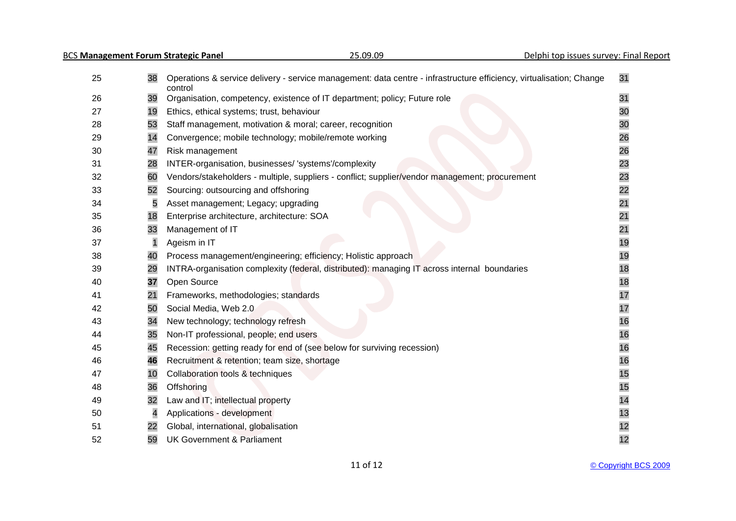| | | | |
|---|---|---|---|
| 25 | 38 | Operations & service delivery - service management: data centre - infrastructure efficiency, virtualisation; Change control | 31 |
| 26 | 39 | Organisation, competency, existence of IT department; policy; Future role | 31 |
| 27 | 19 | Ethics, ethical systems; trust, behaviour | 30 |
| 28 | 53 | Staff management, motivation & moral; career, recognition | 30 |
| 29 | 14 | Convergence; mobile technology; mobile/remote working | 26 |
| 30 | 47 | Risk management | 26 |
| 31 | 28 | INTER-organisation, businesses/ 'systems'/complexity | 23 |
| 32 | 60 | Vendors/stakeholders - multiple, suppliers - conflict; supplier/vendor management; procurement | 23 |
| 33 | 52 | Sourcing: outsourcing and offshoring | 22 |
| 34 | 5 | Asset management; Legacy; upgrading | 21 |
| 35 | 18 | Enterprise architecture, architecture: SOA | 21 |
| 36 | 33 | Management of IT | 21 |
| 37 | 1 | Ageism in IT | 19 |
| 38 | 40 | Process management/engineering; efficiency; Holistic approach | 19 |
| 39 | 29 | INTRA-organisation complexity (federal, distributed): managing IT across internal boundaries | 18 |
| 40 | **37** | Open Source | 18 |
| 41 | 21 | Frameworks, methodologies; standards | 17 |
| 42 | 50 | Social Media, Web 2.0 | 17 |
| 43 | 34 | New technology; technology refresh | 16 |
| 44 | 35 | Non-IT professional, people; end users | 16 |
| 45 | 45 | Recession: getting ready for end of (see below for surviving recession) | 16 |
| 46 | **46** | Recruitment & retention; team size, shortage | 16 |
| 47 | 10 | Collaboration tools & techniques | 15 |
| 48 | 36 | Offshoring | 15 |
| 49 | 32 | Law and IT; intellectual property | 14 |
| 50 | 4 | Applications - development | 13 |
| 51 | 22 | Global, international, globalisation | 12 |
| 52 | 59 | UK Government & Parliament | 12 |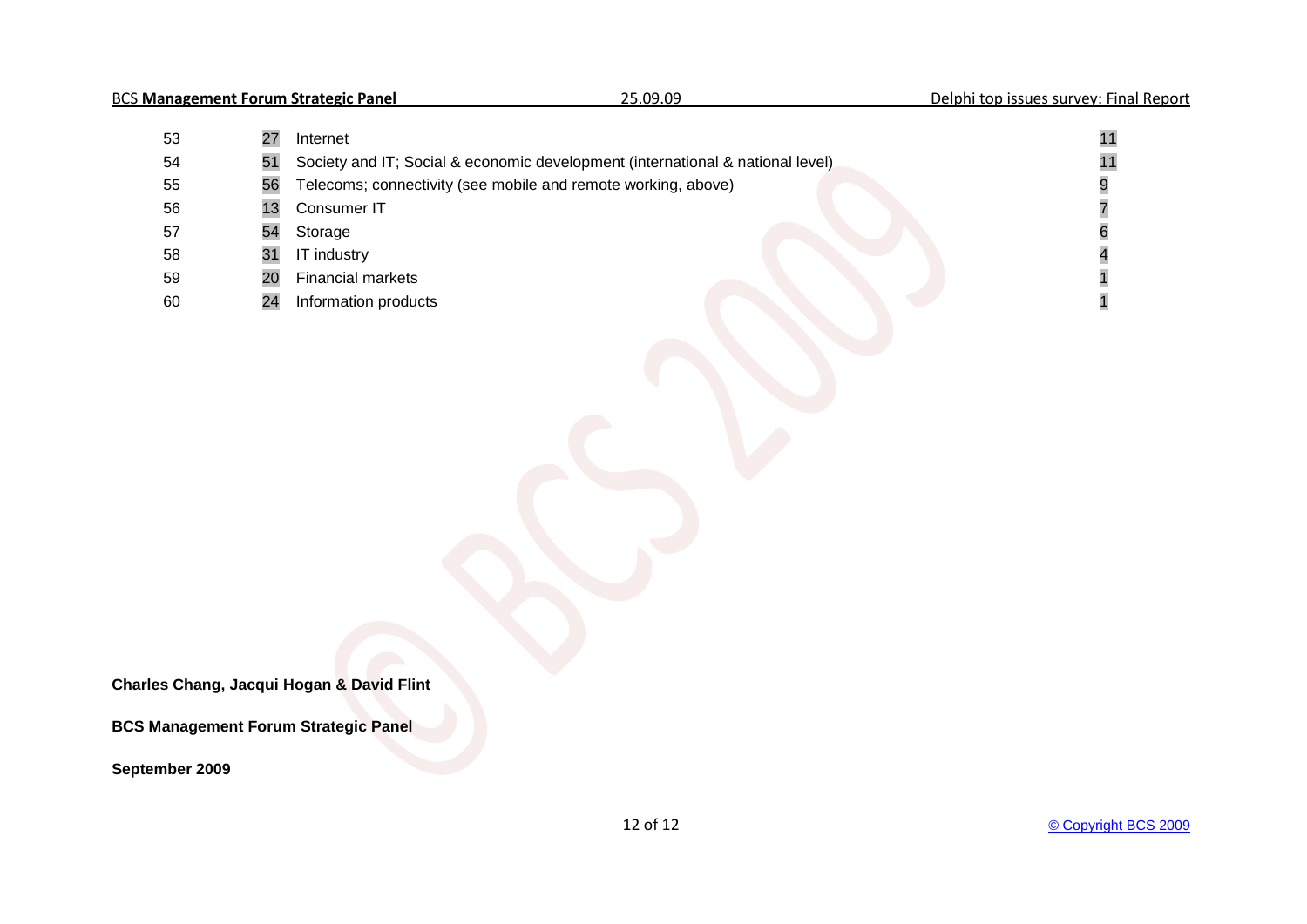| | | | |
|---|---|---|---|
| 53 | 27 | Internet | 11 |
| 54 | 51 | Society and IT; Social & economic development (international & national level) | 11 |
| 55 | 56 | Telecoms; connectivity (see mobile and remote working, above) | 9 |
| 56 | 13 | Consumer IT | 7 |
| 57 | 54 | Storage | 6 |
| 58 | 31 | IT industry | 4 |
| 59 | 20 | Financial markets | 1 |
| 60 | 24 | Information products | 1 |

**Charles Chang, Jacqui Hogan & David Flint**

**BCS Management Forum Strategic Panel**

**September 2009**